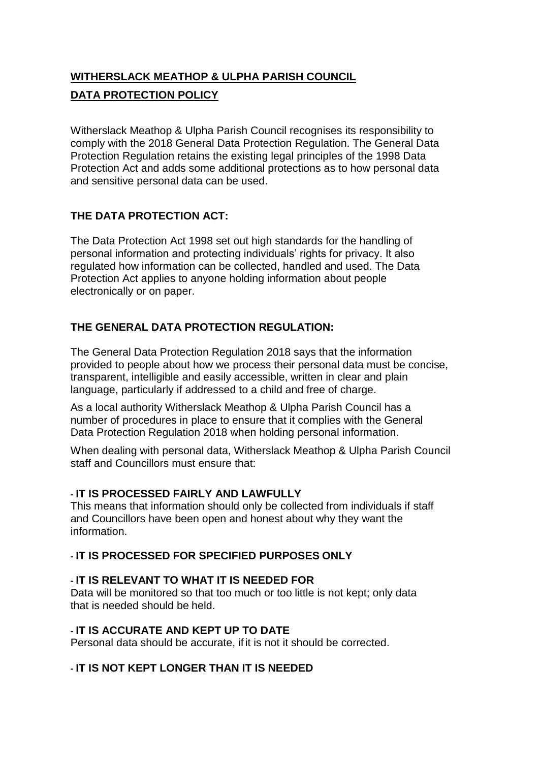# WITHERSLACK MEATHOP & ULPHA PARISH COUNCIL

## DATA PROTECTION POLICY

Witherslack Meathop & Ulpha Parish Council recognises its responsibility to comply with the 2018 General Data Protection Regulation. The General Data Protection Regulation retains the existing legal principles of the 1998 Data Protection Act and adds some additional protections as to how personal data and sensitive personal data can be used.

### THE DATA PROTECTION ACT:

The Data Protection Act 1998 set out high standards for the handling of personal information and protecting individuals' rights for privacy. It also regulated how information can be collected, handled and used. The Data Protection Act applies to anyone holding information about people electronically or on paper.

### THE GENERAL DATA PROTECTION REGULATION:

The General Data Protection Regulation 2018 says that the information provided to people about how we process their personal data must be concise, transparent, intelligible and easily accessible, written in clear and plain language, particularly if addressed to a child and free of charge.

As a local authority Witherslack Meathop & Ulpha Parish Council has a number of procedures in place to ensure that it complies with the General Data Protection Regulation 2018 when holding personal information.

When dealing with personal data, Witherslack Meathop & Ulpha Parish Council staff and Councillors must ensure that:

- **IT IS PROCESSED FAIRLY AND LAWFULLY**
  This means that information should only be collected from individuals if staff and Councillors have been open and honest about why they want the information.

- **IT IS PROCESSED FOR SPECIFIED PURPOSES ONLY**

- **IT IS RELEVANT TO WHAT IT IS NEEDED FOR**
  Data will be monitored so that too much or too little is not kept; only data that is needed should be held.

- **IT IS ACCURATE AND KEPT UP TO DATE**
  Personal data should be accurate, if it is not it should be corrected.

- **IT IS NOT KEPT LONGER THAN IT IS NEEDED**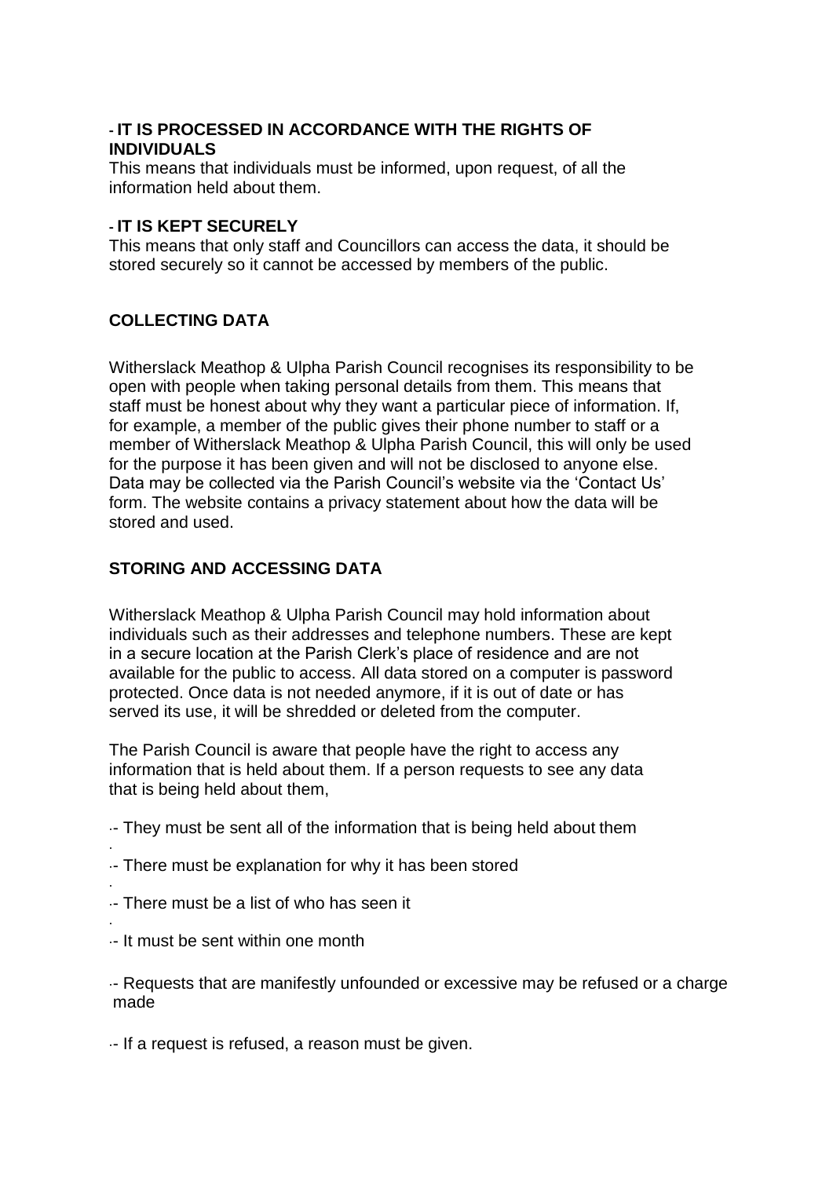- **IT IS PROCESSED IN ACCORDANCE WITH THE RIGHTS OF INDIVIDUALS**

This means that individuals must be informed, upon request, of all the information held about them.

- **IT IS KEPT SECURELY**

This means that only staff and Councillors can access the data, it should be stored securely so it cannot be accessed by members of the public.

## COLLECTING DATA

Witherslack Meathop & Ulpha Parish Council recognises its responsibility to be open with people when taking personal details from them. This means that staff must be honest about why they want a particular piece of information. If, for example, a member of the public gives their phone number to staff or a member of Witherslack Meathop & Ulpha Parish Council, this will only be used for the purpose it has been given and will not be disclosed to anyone else. Data may be collected via the Parish Council's website via the 'Contact Us' form. The website contains a privacy statement about how the data will be stored and used.

## STORING AND ACCESSING DATA

Witherslack Meathop & Ulpha Parish Council may hold information about individuals such as their addresses and telephone numbers. These are kept in a secure location at the Parish Clerk's place of residence and are not available for the public to access. All data stored on a computer is password protected. Once data is not needed anymore, if it is out of date or has served its use, it will be shredded or deleted from the computer.

The Parish Council is aware that people have the right to access any information that is held about them. If a person requests to see any data that is being held about them,

- They must be sent all of the information that is being held about them
- There must be explanation for why it has been stored
- There must be a list of who has seen it
- It must be sent within one month
- Requests that are manifestly unfounded or excessive may be refused or a charge made
- If a request is refused, a reason must be given.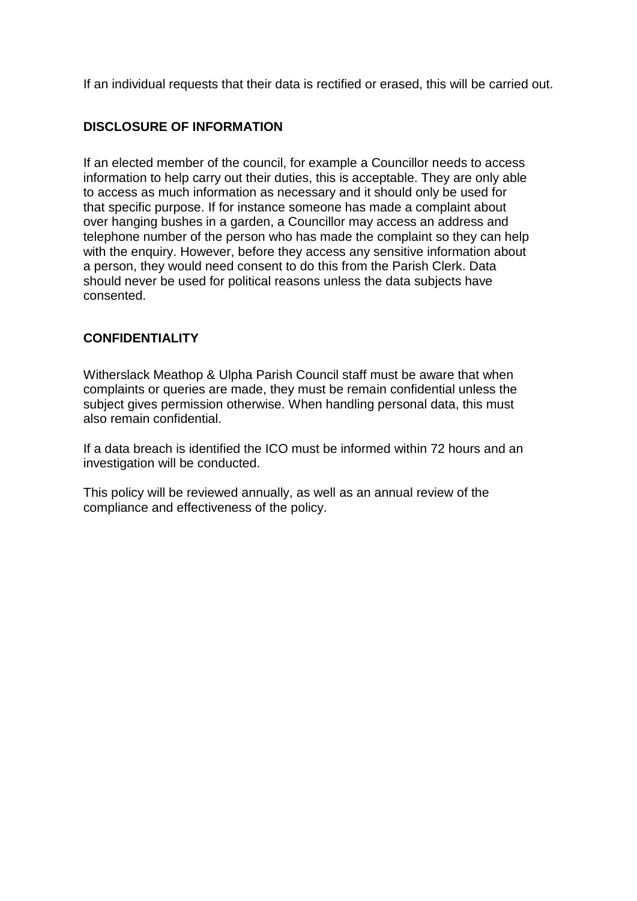If an individual requests that their data is rectified or erased, this will be carried out.

## DISCLOSURE OF INFORMATION

If an elected member of the council, for example a Councillor needs to access information to help carry out their duties, this is acceptable. They are only able to access as much information as necessary and it should only be used for that specific purpose. If for instance someone has made a complaint about over hanging bushes in a garden, a Councillor may access an address and telephone number of the person who has made the complaint so they can help with the enquiry. However, before they access any sensitive information about a person, they would need consent to do this from the Parish Clerk. Data should never be used for political reasons unless the data subjects have consented.

## CONFIDENTIALITY

Witherslack Meathop & Ulpha Parish Council staff must be aware that when complaints or queries are made, they must be remain confidential unless the subject gives permission otherwise. When handling personal data, this must also remain confidential.

If a data breach is identified the ICO must be informed within 72 hours and an investigation will be conducted.

This policy will be reviewed annually, as well as an annual review of the compliance and effectiveness of the policy.